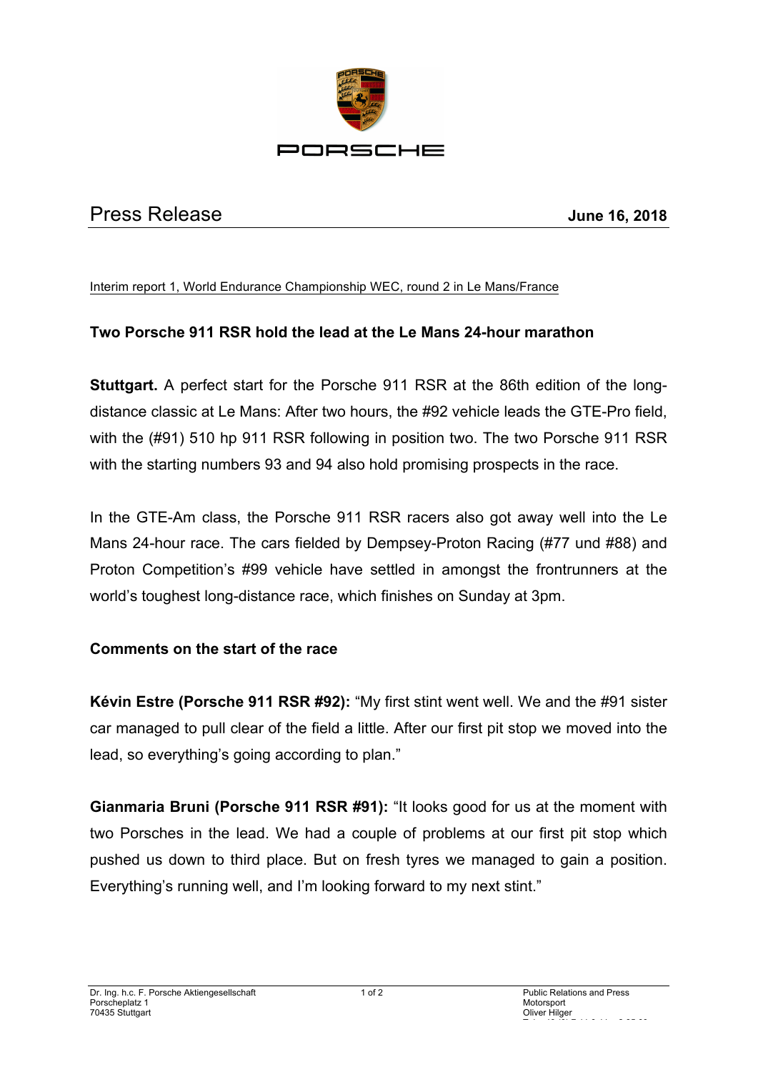PORSCHE

# Press Release

**June 16, 2018**

Interim report 1, World Endurance Championship WEC, round 2 in Le Mans/France

## Two Porsche 911 RSR hold the lead at the Le Mans 24-hour marathon

**Stuttgart.** A perfect start for the Porsche 911 RSR at the 86th edition of the long-distance classic at Le Mans: After two hours, the #92 vehicle leads the GTE-Pro field, with the (#91) 510 hp 911 RSR following in position two. The two Porsche 911 RSR with the starting numbers 93 and 94 also hold promising prospects in the race.

In the GTE-Am class, the Porsche 911 RSR racers also got away well into the Le Mans 24-hour race. The cars fielded by Dempsey-Proton Racing (#77 und #88) and Proton Competition's #99 vehicle have settled in amongst the frontrunners at the world's toughest long-distance race, which finishes on Sunday at 3pm.

### Comments on the start of the race

**Kévin Estre (Porsche 911 RSR #92):** "My first stint went well. We and the #91 sister car managed to pull clear of the field a little. After our first pit stop we moved into the lead, so everything's going according to plan."

**Gianmaria Bruni (Porsche 911 RSR #91):** "It looks good for us at the moment with two Porsches in the lead. We had a couple of problems at our first pit stop which pushed us down to third place. But on fresh tyres we managed to gain a position. Everything's running well, and I'm looking forward to my next stint."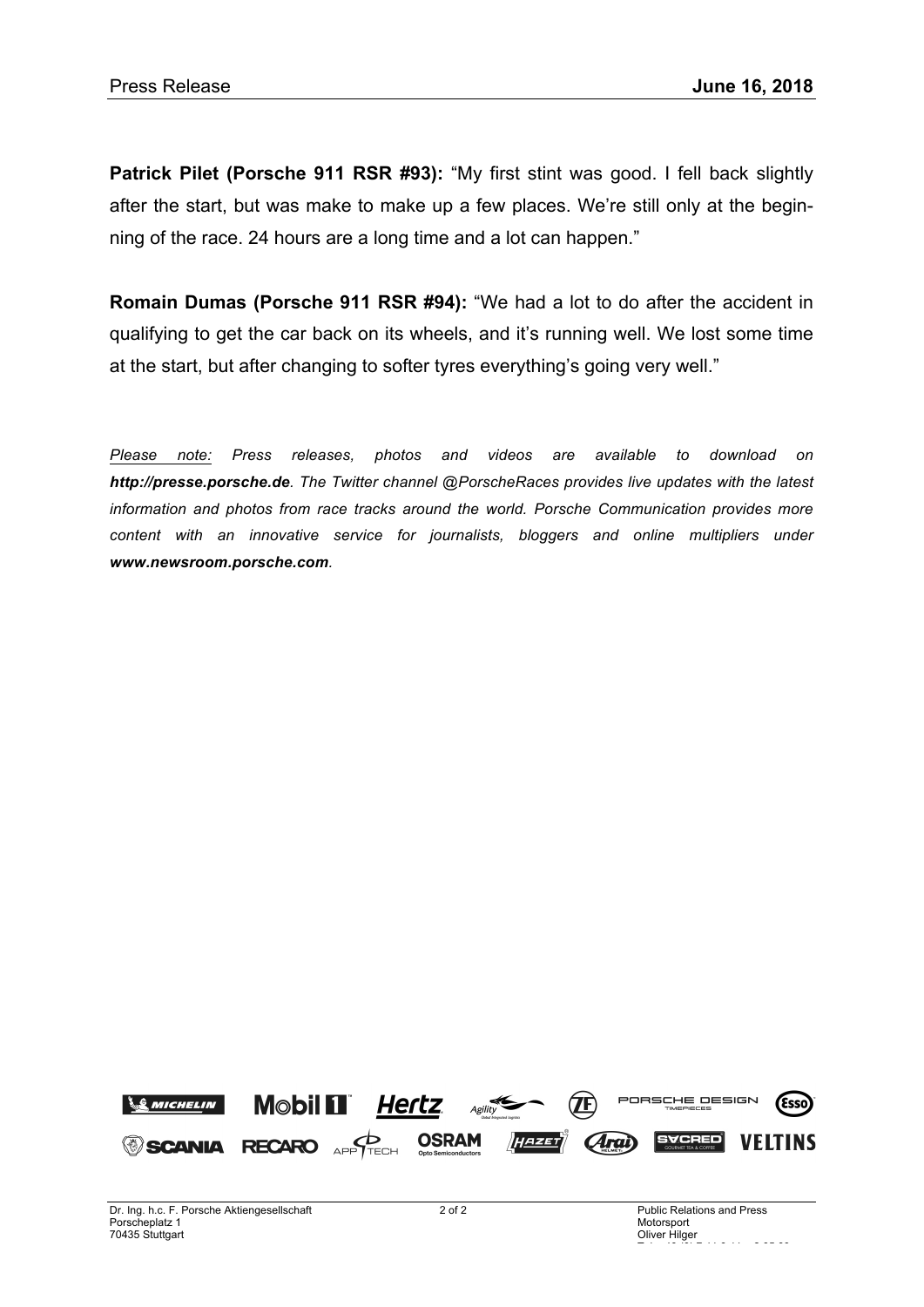**Patrick Pilet (Porsche 911 RSR #93):** “My first stint was good. I fell back slightly after the start, but was make to make up a few places. We’re still only at the beginning of the race. 24 hours are a long time and a lot can happen.”

**Romain Dumas (Porsche 911 RSR #94):** “We had a lot to do after the accident in qualifying to get the car back on its wheels, and it’s running well. We lost some time at the start, but after changing to softer tyres everything’s going very well.”

*Please note: Press releases, photos and videos are available to download on **http://presse.porsche.de**. The Twitter channel @PorscheRaces provides live updates with the latest information and photos from race tracks around the world. Porsche Communication provides more content with an innovative service for journalists, bloggers and online multipliers under **www.newsroom.porsche.com**.*